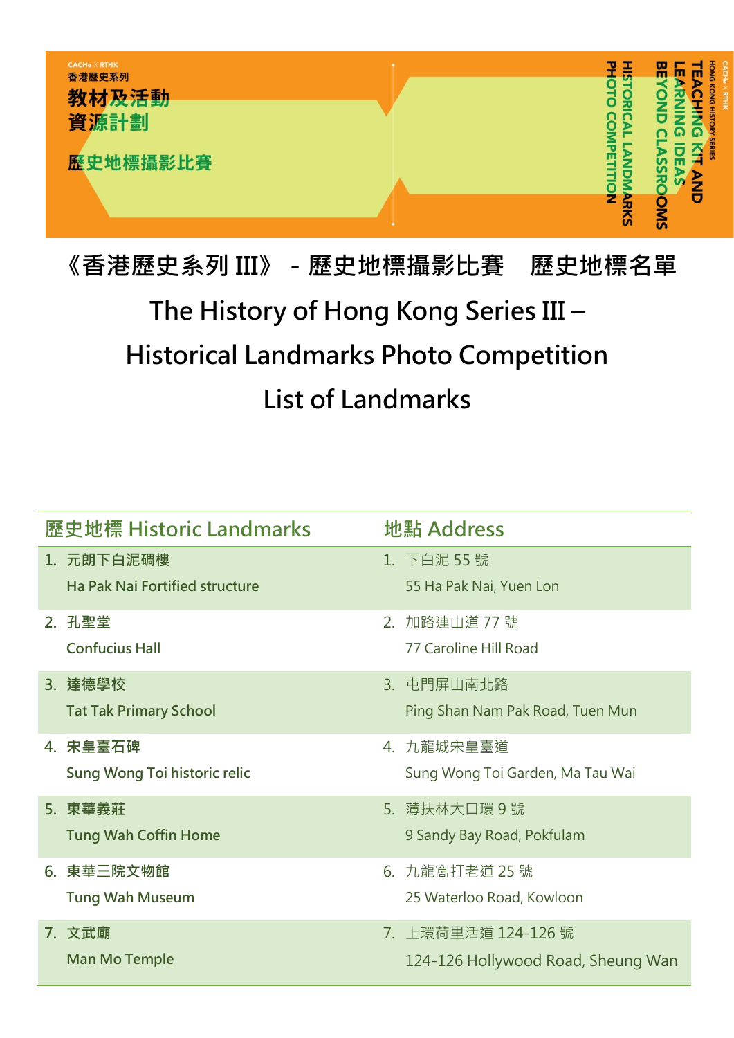CACHe × RTHK
香港歷史系列
教材及活動資源計劃
歷史地標攝影比賽

HONG KONG HISTORY SERIES
TEACHING KIT AND LEARNING IDEAS BEYOND CLASSROOMS
HISTORICAL LANDMARKS PHOTO COMPETITION

# 《香港歷史系列 III》 - 歷史地標攝影比賽　歷史地標名單

# The History of Hong Kong Series III – Historical Landmarks Photo Competition List of Landmarks

| 歷史地標 Historic Landmarks | 地點 Address |
|---|---|
| 1. **元朗下白泥碉樓**<br>**Ha Pak Nai Fortified structure** | 1. 下白泥 55 號<br>55 Ha Pak Nai, Yuen Lon |
| 2. **孔聖堂**<br>**Confucius Hall** | 2. 加路連山道 77 號<br>77 Caroline Hill Road |
| 3. **達德學校**<br>**Tat Tak Primary School** | 3. 屯門屏山南北路<br>Ping Shan Nam Pak Road, Tuen Mun |
| 4. **宋皇臺石碑**<br>**Sung Wong Toi historic relic** | 4. 九龍城宋皇臺道<br>Sung Wong Toi Garden, Ma Tau Wai |
| 5. **東華義莊**<br>**Tung Wah Coffin Home** | 5. 薄扶林大口環 9 號<br>9 Sandy Bay Road, Pokfulam |
| 6. **東華三院文物館**<br>**Tung Wah Museum** | 6. 九龍窩打老道 25 號<br>25 Waterloo Road, Kowloon |
| 7. **文武廟**<br>**Man Mo Temple** | 7. 上環荷里活道 124-126 號<br>124-126 Hollywood Road, Sheung Wan |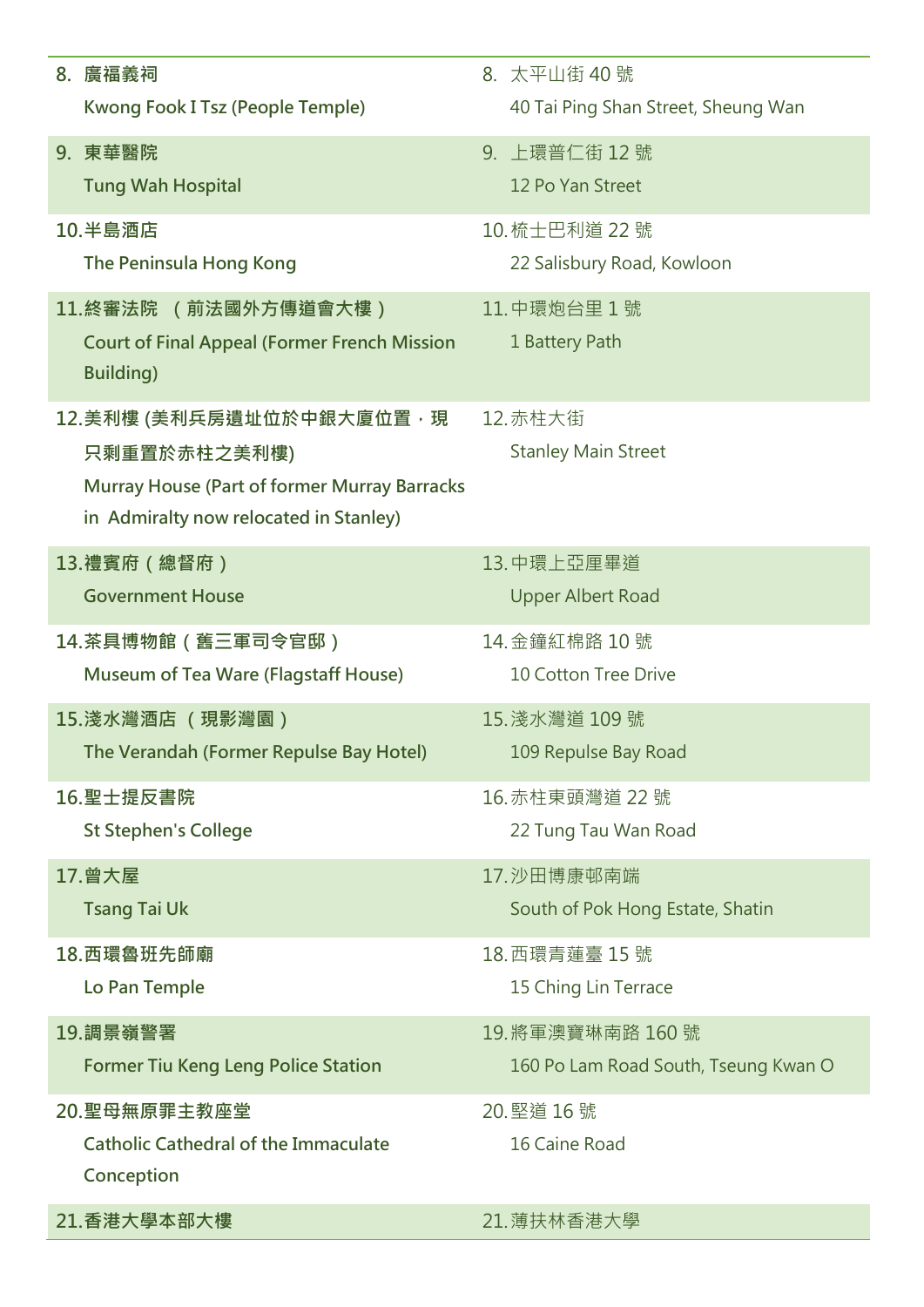| | |
|---|---|
| 8. **廣福義祠**<br>**Kwong Fook I Tsz (People Temple)** | 8. 太平山街 40 號<br>40 Tai Ping Shan Street, Sheung Wan |
| 9. **東華醫院**<br>**Tung Wah Hospital** | 9. 上環普仁街 12 號<br>12 Po Yan Street |
| 10. **半島酒店**<br>**The Peninsula Hong Kong** | 10. 梳士巴利道 22 號<br>22 Salisbury Road, Kowloon |
| 11. **終審法院 （前法國外方傳道會大樓）**<br>**Court of Final Appeal (Former French Mission Building)** | 11. 中環炮台里 1 號<br>1 Battery Path |
| 12. **美利樓 (美利兵房遺址位於中銀大廈位置，現只剩重置於赤柱之美利樓)**<br>**Murray House (Part of former Murray Barracks in Admiralty now relocated in Stanley)** | 12. 赤柱大街<br>Stanley Main Street |
| 13. **禮賓府（總督府）**<br>**Government House** | 13. 中環上亞厘畢道<br>Upper Albert Road |
| 14. **茶具博物館（舊三軍司令官邸）**<br>**Museum of Tea Ware (Flagstaff House)** | 14. 金鐘紅棉路 10 號<br>10 Cotton Tree Drive |
| 15. **淺水灣酒店 （現影灣園）**<br>**The Verandah (Former Repulse Bay Hotel)** | 15. 淺水灣道 109 號<br>109 Repulse Bay Road |
| 16. **聖士提反書院**<br>**St Stephen's College** | 16. 赤柱東頭灣道 22 號<br>22 Tung Tau Wan Road |
| 17. **曾大屋**<br>**Tsang Tai Uk** | 17. 沙田博康邨南端<br>South of Pok Hong Estate, Shatin |
| 18. **西環魯班先師廟**<br>**Lo Pan Temple** | 18. 西環青蓮臺 15 號<br>15 Ching Lin Terrace |
| 19. **調景嶺警署**<br>**Former Tiu Keng Leng Police Station** | 19. 將軍澳寶琳南路 160 號<br>160 Po Lam Road South, Tseung Kwan O |
| 20. **聖母無原罪主教座堂**<br>**Catholic Cathedral of the Immaculate Conception** | 20. 堅道 16 號<br>16 Caine Road |
| 21. **香港大學本部大樓** | 21. 薄扶林香港大學 |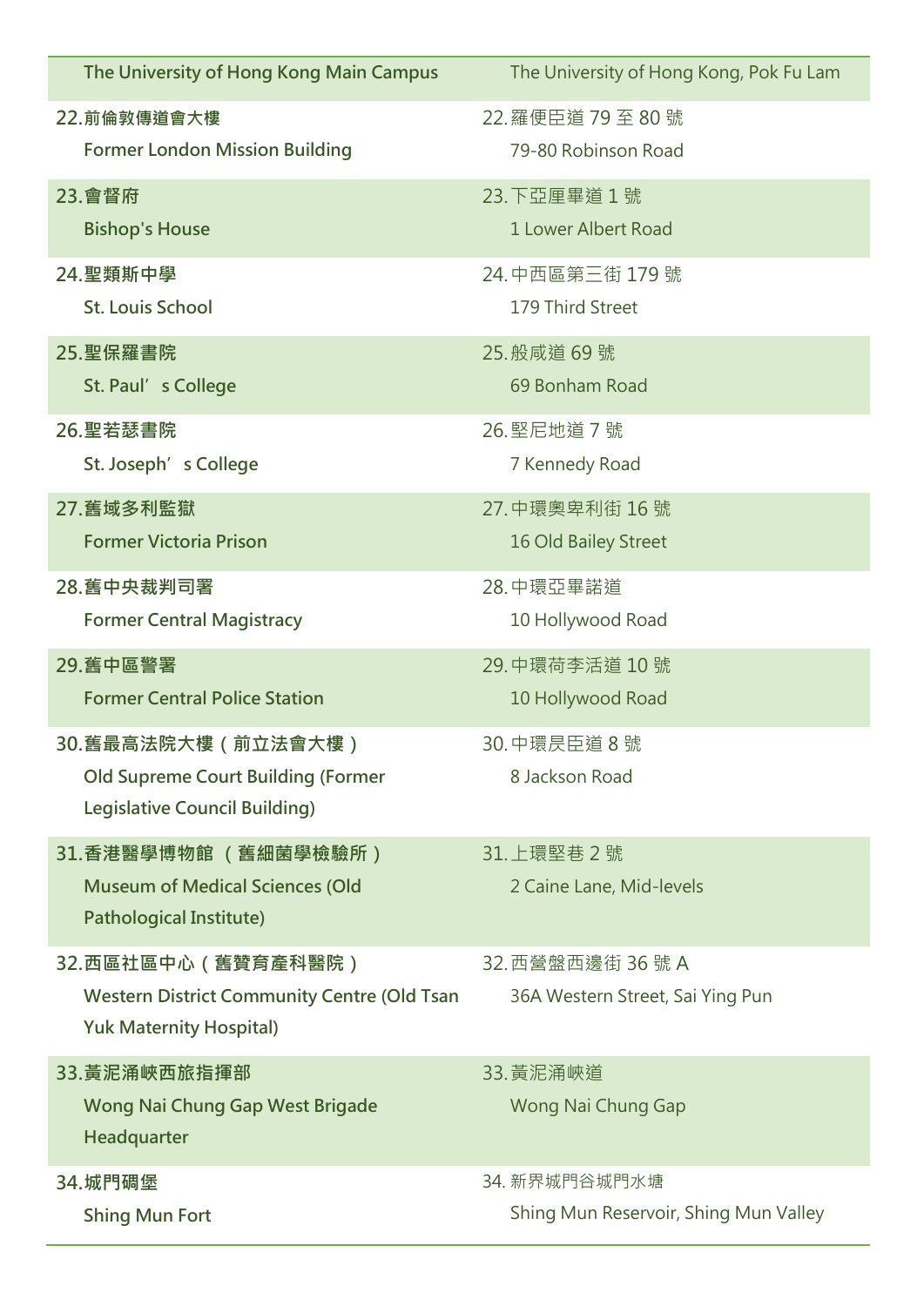| | |
|---|---|
| **The University of Hong Kong Main Campus** | The University of Hong Kong, Pok Fu Lam |
| **22.前倫敦傳道會大樓**<br>**Former London Mission Building** | 22.羅便臣道 79 至 80 號<br>79-80 Robinson Road |
| **23.會督府**<br>**Bishop's House** | 23.下亞厘畢道 1 號<br>1 Lower Albert Road |
| **24.聖類斯中學**<br>**St. Louis School** | 24.中西區第三街 179 號<br>179 Third Street |
| **25.聖保羅書院**<br>**St. Paul's College** | 25.般咸道 69 號<br>69 Bonham Road |
| **26.聖若瑟書院**<br>**St. Joseph's College** | 26.堅尼地道 7 號<br>7 Kennedy Road |
| **27.舊域多利監獄**<br>**Former Victoria Prison** | 27.中環奧卑利街 16 號<br>16 Old Bailey Street |
| **28.舊中央裁判司署**<br>**Former Central Magistracy** | 28.中環亞畢諾道<br>10 Hollywood Road |
| **29.舊中區警署**<br>**Former Central Police Station** | 29.中環荷李活道 10 號<br>10 Hollywood Road |
| **30.舊最高法院大樓（前立法會大樓）**<br>**Old Supreme Court Building (Former Legislative Council Building)** | 30.中環昃臣道 8 號<br>8 Jackson Road |
| **31.香港醫學博物館 （舊細菌學檢驗所）**<br>**Museum of Medical Sciences (Old Pathological Institute)** | 31.上環堅巷 2 號<br>2 Caine Lane, Mid-levels |
| **32.西區社區中心（舊贊育產科醫院）**<br>**Western District Community Centre (Old Tsan Yuk Maternity Hospital)** | 32.西營盤西邊街 36 號 A<br>36A Western Street, Sai Ying Pun |
| **33.黃泥涌峽西旅指揮部**<br>**Wong Nai Chung Gap West Brigade Headquarter** | 33.黃泥涌峽道<br>Wong Nai Chung Gap |
| **34.城門碉堡**<br>**Shing Mun Fort** | 34. 新界城門谷城門水塘<br>Shing Mun Reservoir, Shing Mun Valley |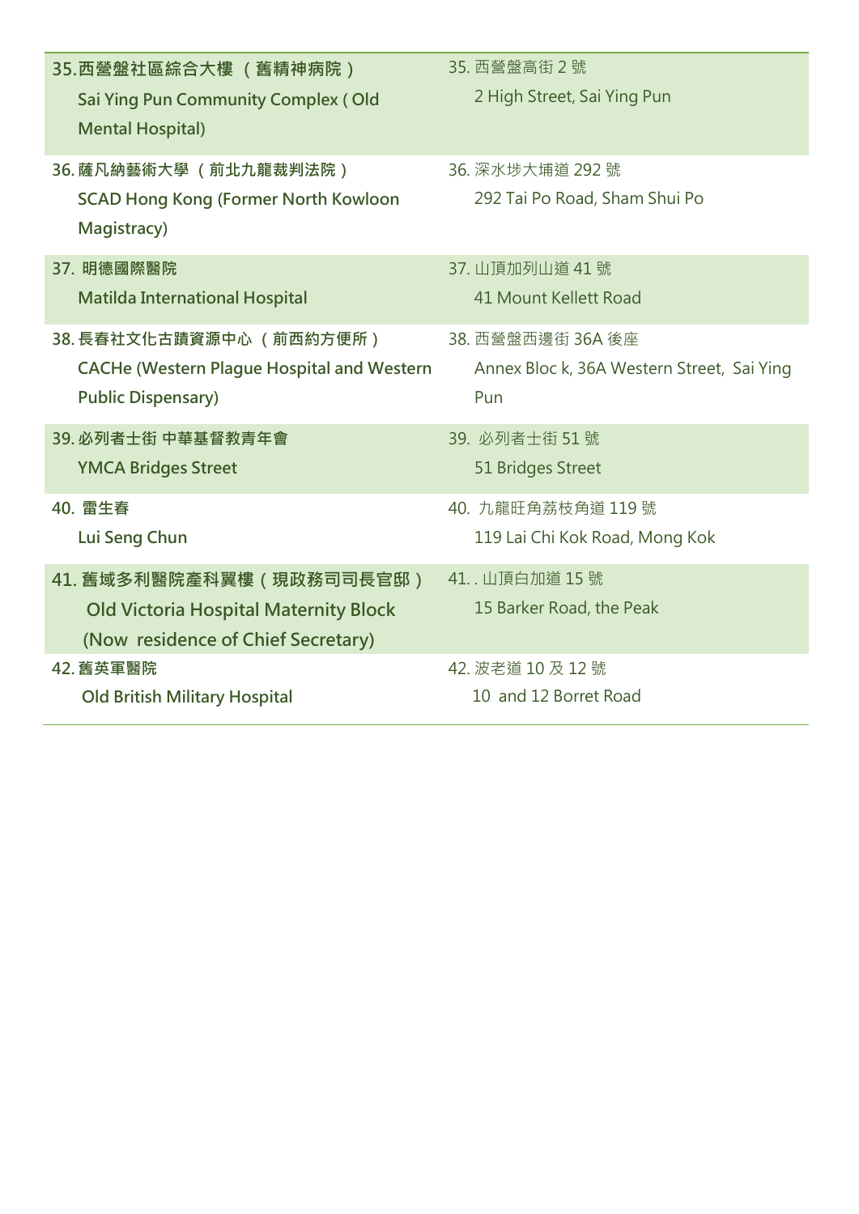| | |
|---|---|
| **35. 西營盤社區綜合大樓 （舊精神病院）<br>Sai Ying Pun Community Complex ( Old Mental Hospital)** | 35. 西營盤高街 2 號<br>2 High Street, Sai Ying Pun |
| **36. 薩凡納藝術大學 （前北九龍裁判法院）<br>SCAD Hong Kong (Former North Kowloon Magistracy)** | 36. 深水埗大埔道 292 號<br>292 Tai Po Road, Sham Shui Po |
| **37. 明德國際醫院<br>Matilda International Hospital** | 37. 山頂加列山道 41 號<br>41 Mount Kellett Road |
| **38. 長春社文化古蹟資源中心 （前西約方便所）<br>CACHe (Western Plague Hospital and Western Public Dispensary)** | 38. 西營盤西邊街 36A 後座<br>Annex Bloc k, 36A Western Street, Sai Ying Pun |
| **39. 必列者士街 中華基督教青年會<br>YMCA Bridges Street** | 39. 必列者士街 51 號<br>51 Bridges Street |
| **40. 雷生春<br>Lui Seng Chun** | 40. 九龍旺角荔枝角道 119 號<br>119 Lai Chi Kok Road, Mong Kok |
| **41. 舊域多利醫院產科翼樓（現政務司司長官邸）<br>Old Victoria Hospital Maternity Block (Now residence of Chief Secretary)** | 41. . 山頂白加道 15 號<br>15 Barker Road, the Peak |
| **42. 舊英軍醫院<br>Old British Military Hospital** | 42. 波老道 10 及 12 號<br>10 and 12 Borret Road |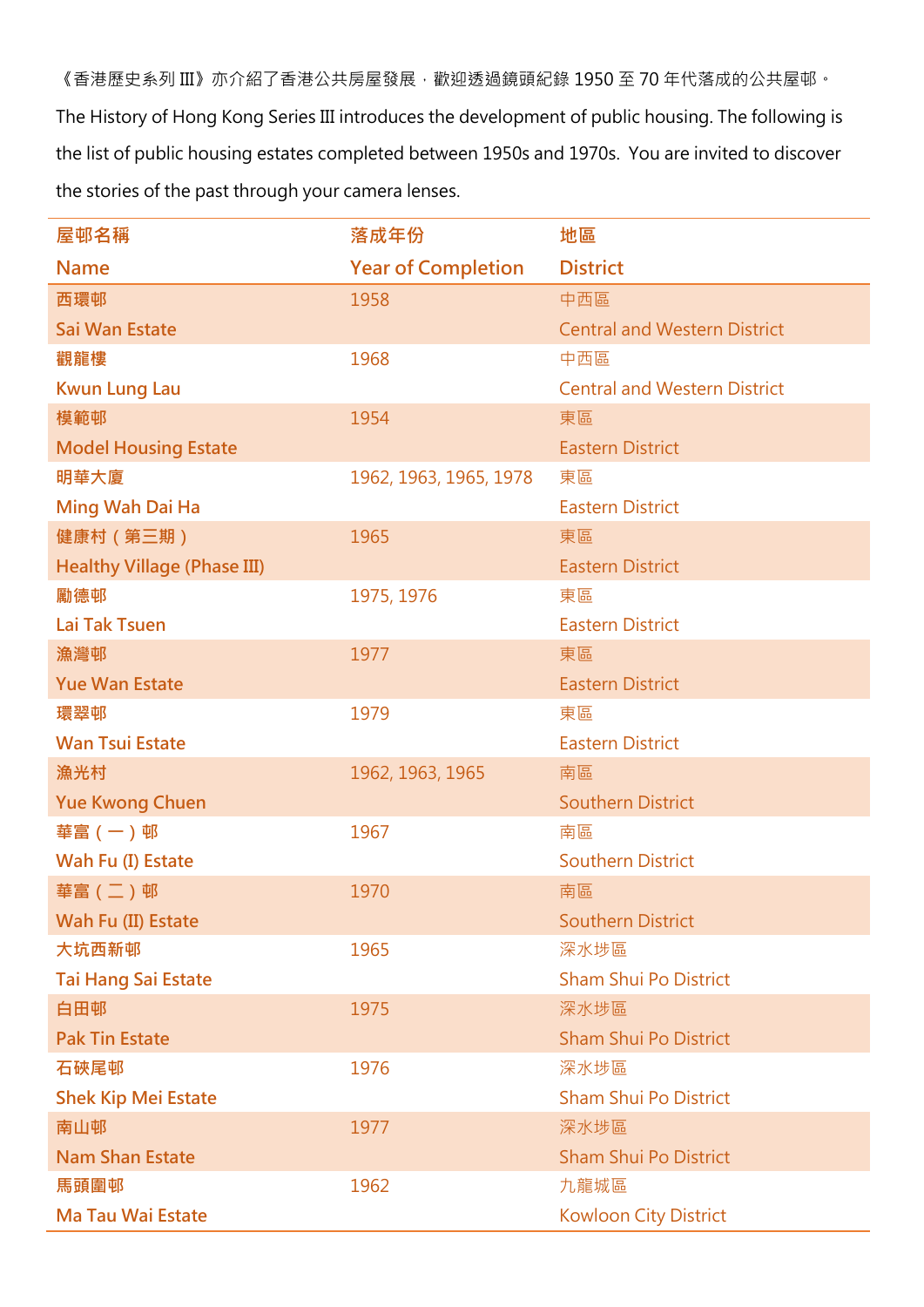《香港歷史系列 III》亦介紹了香港公共房屋發展，歡迎透過鏡頭紀錄 1950 至 70 年代落成的公共屋邨。

The History of Hong Kong Series III introduces the development of public housing. The following is the list of public housing estates completed between 1950s and 1970s. You are invited to discover the stories of the past through your camera lenses.

| 屋邨名稱<br>Name | 落成年份<br>Year of Completion | 地區<br>District |
|---|---|---|
| 西環邨<br>Sai Wan Estate | 1958 | 中西區<br>Central and Western District |
| 觀龍樓<br>Kwun Lung Lau | 1968 | 中西區<br>Central and Western District |
| 模範邨<br>Model Housing Estate | 1954 | 東區<br>Eastern District |
| 明華大廈<br>Ming Wah Dai Ha | 1962, 1963, 1965, 1978 | 東區<br>Eastern District |
| 健康村（第三期）<br>Healthy Village (Phase III) | 1965 | 東區<br>Eastern District |
| 勵德邨<br>Lai Tak Tsuen | 1975, 1976 | 東區<br>Eastern District |
| 漁灣邨<br>Yue Wan Estate | 1977 | 東區<br>Eastern District |
| 環翠邨<br>Wan Tsui Estate | 1979 | 東區<br>Eastern District |
| 漁光村<br>Yue Kwong Chuen | 1962, 1963, 1965 | 南區<br>Southern District |
| 華富（一）邨<br>Wah Fu (I) Estate | 1967 | 南區<br>Southern District |
| 華富（二）邨<br>Wah Fu (II) Estate | 1970 | 南區<br>Southern District |
| 大坑西新邨<br>Tai Hang Sai Estate | 1965 | 深水埗區<br>Sham Shui Po District |
| 白田邨<br>Pak Tin Estate | 1975 | 深水埗區<br>Sham Shui Po District |
| 石硤尾邨<br>Shek Kip Mei Estate | 1976 | 深水埗區<br>Sham Shui Po District |
| 南山邨<br>Nam Shan Estate | 1977 | 深水埗區<br>Sham Shui Po District |
| 馬頭圍邨<br>Ma Tau Wai Estate | 1962 | 九龍城區<br>Kowloon City District |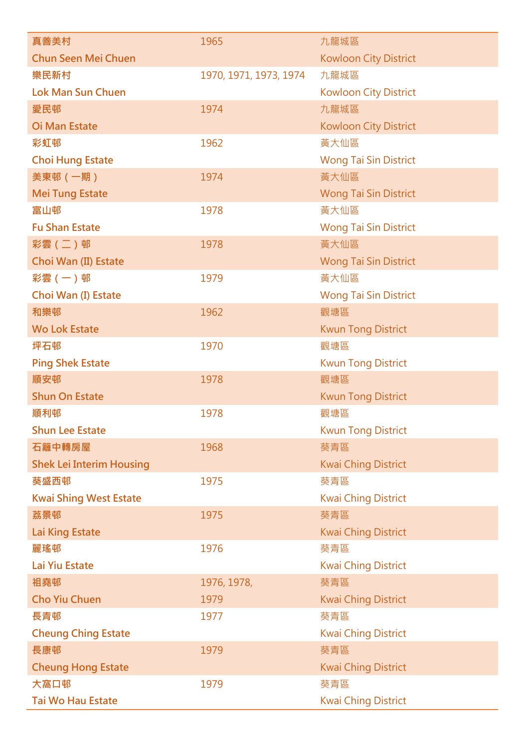| | | |
|---|---|---|
| 真善美村<br>Chun Seen Mei Chuen | 1965 | 九龍城區<br>Kowloon City District |
| 樂民新村<br>Lok Man Sun Chuen | 1970, 1971, 1973, 1974 | 九龍城區<br>Kowloon City District |
| 愛民邨<br>Oi Man Estate | 1974 | 九龍城區<br>Kowloon City District |
| 彩虹邨<br>Choi Hung Estate | 1962 | 黃大仙區<br>Wong Tai Sin District |
| 美東邨（一期）<br>Mei Tung Estate | 1974 | 黃大仙區<br>Wong Tai Sin District |
| 富山邨<br>Fu Shan Estate | 1978 | 黃大仙區<br>Wong Tai Sin District |
| 彩雲（二）邨<br>Choi Wan (II) Estate | 1978 | 黃大仙區<br>Wong Tai Sin District |
| 彩雲（一）邨<br>Choi Wan (I) Estate | 1979 | 黃大仙區<br>Wong Tai Sin District |
| 和樂邨<br>Wo Lok Estate | 1962 | 觀塘區<br>Kwun Tong District |
| 坪石邨<br>Ping Shek Estate | 1970 | 觀塘區<br>Kwun Tong District |
| 順安邨<br>Shun On Estate | 1978 | 觀塘區<br>Kwun Tong District |
| 順利邨<br>Shun Lee Estate | 1978 | 觀塘區<br>Kwun Tong District |
| 石籬中轉房屋<br>Shek Lei Interim Housing | 1968 | 葵青區<br>Kwai Ching District |
| 葵盛西邨<br>Kwai Shing West Estate | 1975 | 葵青區<br>Kwai Ching District |
| 荔景邨<br>Lai King Estate | 1975 | 葵青區<br>Kwai Ching District |
| 麗瑤邨<br>Lai Yiu Estate | 1976 | 葵青區<br>Kwai Ching District |
| 祖堯邨<br>Cho Yiu Chuen | 1976, 1978,<br>1979 | 葵青區<br>Kwai Ching District |
| 長青邨<br>Cheung Ching Estate | 1977 | 葵青區<br>Kwai Ching District |
| 長康邨<br>Cheung Hong Estate | 1979 | 葵青區<br>Kwai Ching District |
| 大窩口邨<br>Tai Wo Hau Estate | 1979 | 葵青區<br>Kwai Ching District |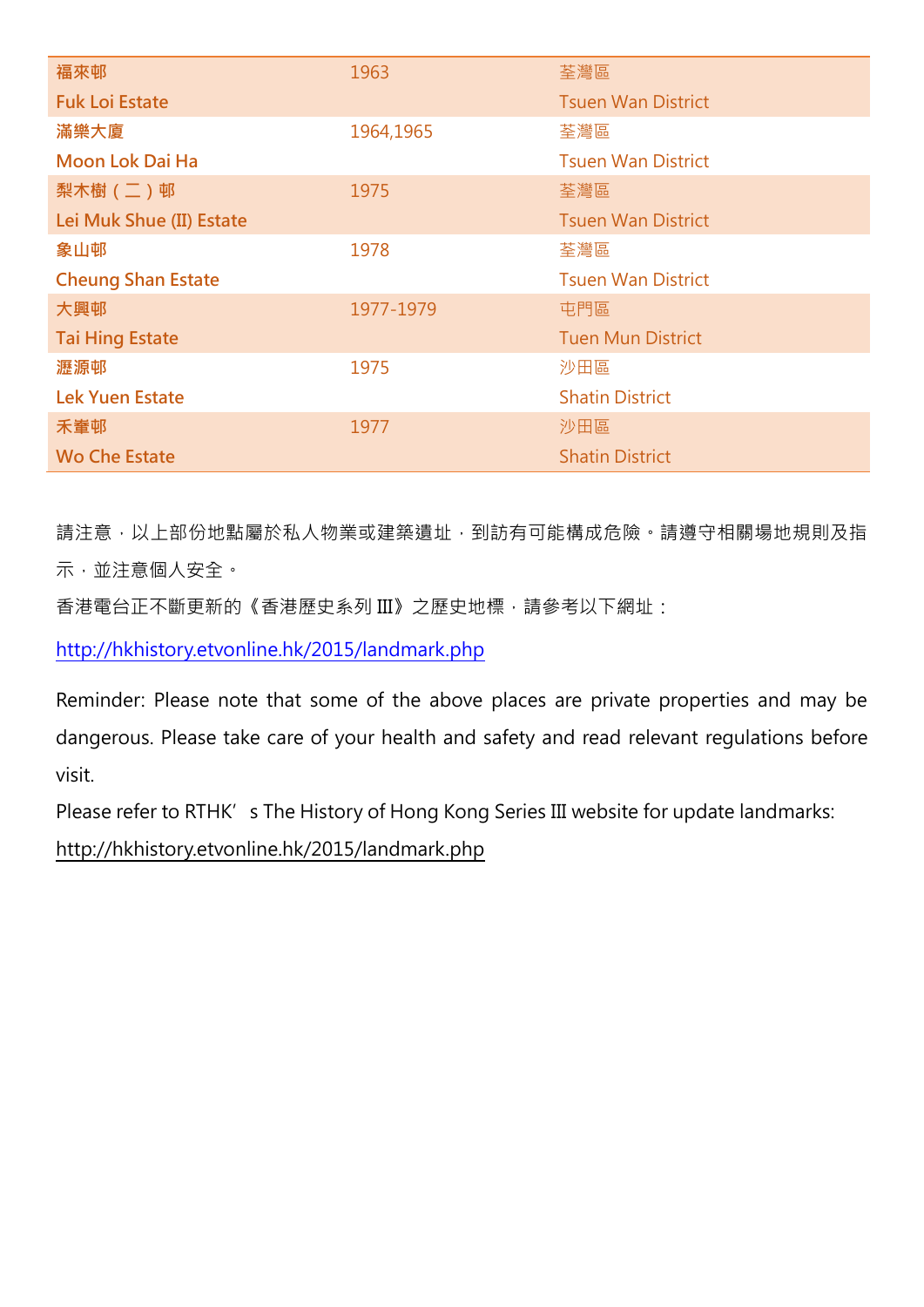| | | |
|---|---|---|
| **福來邨**<br>**Fuk Loi Estate** | 1963 | 荃灣區<br>Tsuen Wan District |
| **滿樂大廈**<br>**Moon Lok Dai Ha** | 1964,1965 | 荃灣區<br>Tsuen Wan District |
| **梨木樹（二）邨**<br>**Lei Muk Shue (II) Estate** | 1975 | 荃灣區<br>Tsuen Wan District |
| **象山邨**<br>**Cheung Shan Estate** | 1978 | 荃灣區<br>Tsuen Wan District |
| **大興邨**<br>**Tai Hing Estate** | 1977-1979 | 屯門區<br>Tuen Mun District |
| **瀝源邨**<br>**Lek Yuen Estate** | 1975 | 沙田區<br>Shatin District |
| **禾輋邨**<br>**Wo Che Estate** | 1977 | 沙田區<br>Shatin District |

請注意，以上部份地點屬於私人物業或建築遺址，到訪有可能構成危險。請遵守相關場地規則及指示，並注意個人安全。

香港電台正不斷更新的《香港歷史系列 III》之歷史地標，請參考以下網址：

http://hkhistory.etvonline.hk/2015/landmark.php

Reminder: Please note that some of the above places are private properties and may be dangerous. Please take care of your health and safety and read relevant regulations before visit.

Please refer to RTHK's The History of Hong Kong Series III website for update landmarks:
http://hkhistory.etvonline.hk/2015/landmark.php